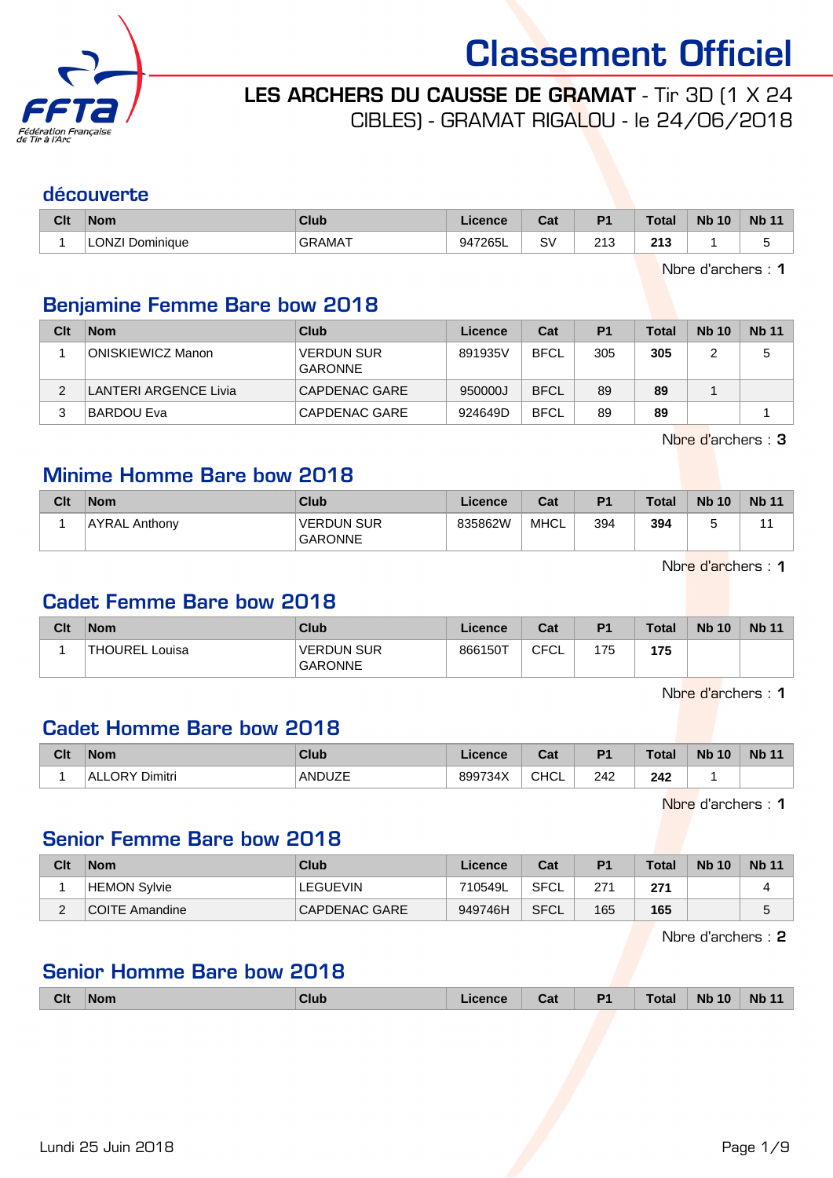# Classement Officiel

**LES ARCHERS DU CAUSSE DE GRAMAT** - Tir 3D (1 X 24 CIBLES) - GRAMAT RIGALOU - le 24/06/2018

## découverte

| Clt | Nom | Club | Licence | Cat | P1 | Total | Nb 10 | Nb 11 |
|---|---|---|---|---|---|---|---|---|
| 1 | LONZI Dominique | GRAMAT | 947265L | SV | 213 | **213** | 1 | 5 |

Nbre d'archers : **1**

## Benjamine Femme Bare bow 2018

| Clt | Nom | Club | Licence | Cat | P1 | Total | Nb 10 | Nb 11 |
|---|---|---|---|---|---|---|---|---|
| 1 | ONISKIEWICZ Manon | VERDUN SUR GARONNE | 891935V | BFCL | 305 | **305** | 2 | 5 |
| 2 | LANTERI ARGENCE Livia | CAPDENAC GARE | 950000J | BFCL | 89 | **89** | 1 | |
| 3 | BARDOU Eva | CAPDENAC GARE | 924649D | BFCL | 89 | **89** | | 1 |

Nbre d'archers : **3**

## Minime Homme Bare bow 2018

| Clt | Nom | Club | Licence | Cat | P1 | Total | Nb 10 | Nb 11 |
|---|---|---|---|---|---|---|---|---|
| 1 | AYRAL Anthony | VERDUN SUR GARONNE | 835862W | MHCL | 394 | **394** | 5 | 11 |

Nbre d'archers : **1**

## Cadet Femme Bare bow 2018

| Clt | Nom | Club | Licence | Cat | P1 | Total | Nb 10 | Nb 11 |
|---|---|---|---|---|---|---|---|---|
| 1 | THOUREL Louisa | VERDUN SUR GARONNE | 866150T | CFCL | 175 | **175** | | |

Nbre d'archers : **1**

## Cadet Homme Bare bow 2018

| Clt | Nom | Club | Licence | Cat | P1 | Total | Nb 10 | Nb 11 |
|---|---|---|---|---|---|---|---|---|
| 1 | ALLORY Dimitri | ANDUZE | 899734X | CHCL | 242 | **242** | 1 | |

Nbre d'archers : **1**

## Senior Femme Bare bow 2018

| Clt | Nom | Club | Licence | Cat | P1 | Total | Nb 10 | Nb 11 |
|---|---|---|---|---|---|---|---|---|
| 1 | HEMON Sylvie | LEGUEVIN | 710549L | SFCL | 271 | **271** | | 4 |
| 2 | COITE Amandine | CAPDENAC GARE | 949746H | SFCL | 165 | **165** | | 5 |

Nbre d'archers : **2**

## Senior Homme Bare bow 2018

| Clt | Nom | Club | Licence | Cat | P1 | Total | Nb 10 | Nb 11 |
|---|---|---|---|---|---|---|---|---|

Lundi 25 Juin 2018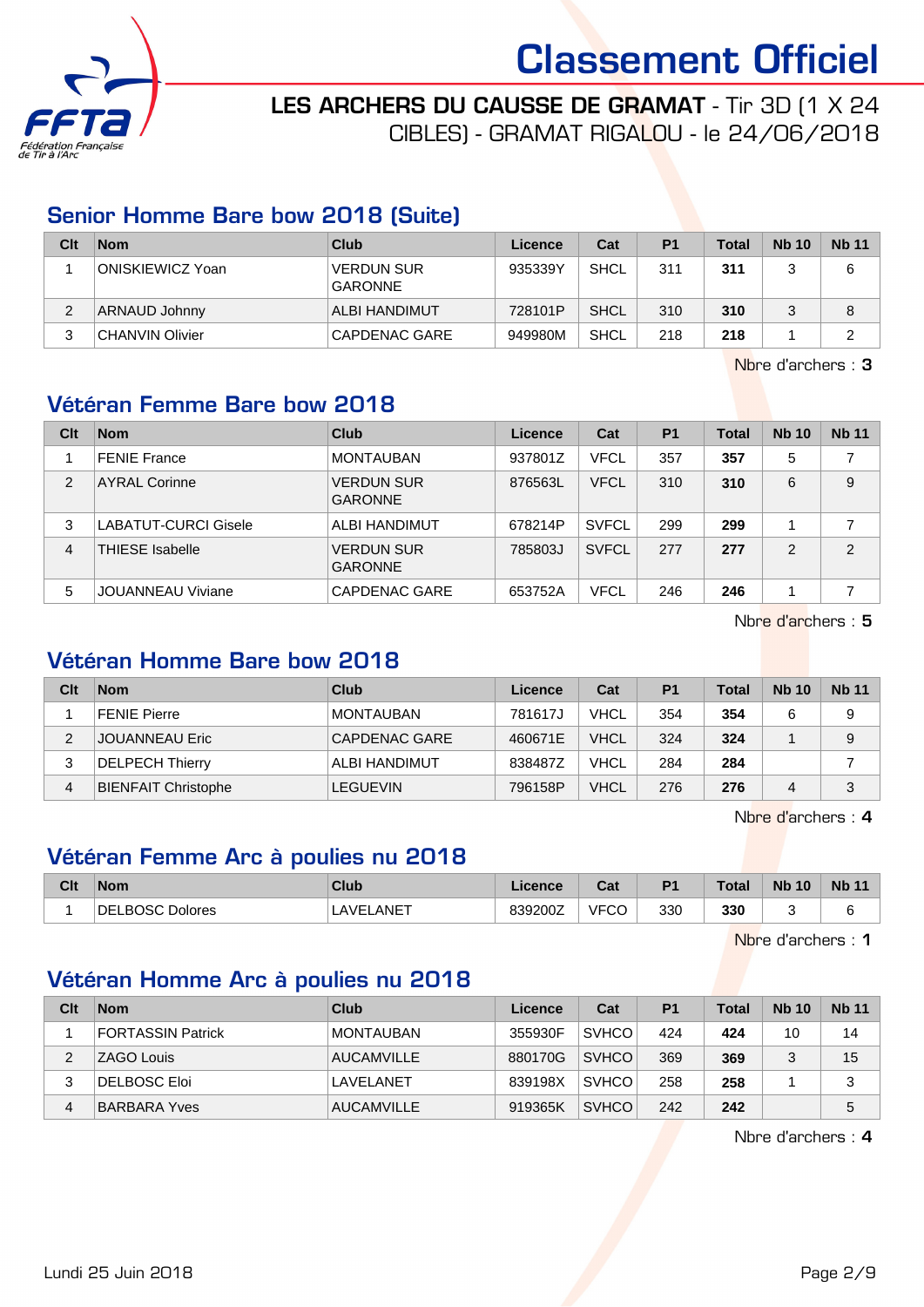# Classement Officiel

**LES ARCHERS DU CAUSSE DE GRAMAT** - Tir 3D (1 X 24 CIBLES) - GRAMAT RIGALOU - le 24/06/2018

## Senior Homme Bare bow 2018 (Suite)

| Clt | Nom | Club | Licence | Cat | P1 | Total | Nb 10 | Nb 11 |
|---|---|---|---|---|---|---|---|---|
| 1 | ONISKIEWICZ Yoan | VERDUN SUR GARONNE | 935339Y | SHCL | 311 | **311** | 3 | 6 |
| 2 | ARNAUD Johnny | ALBI HANDIMUT | 728101P | SHCL | 310 | **310** | 3 | 8 |
| 3 | CHANVIN Olivier | CAPDENAC GARE | 949980M | SHCL | 218 | **218** | 1 | 2 |

Nbre d'archers : **3**

## Vétéran Femme Bare bow 2018

| Clt | Nom | Club | Licence | Cat | P1 | Total | Nb 10 | Nb 11 |
|---|---|---|---|---|---|---|---|---|
| 1 | FENIE France | MONTAUBAN | 937801Z | VFCL | 357 | **357** | 5 | 7 |
| 2 | AYRAL Corinne | VERDUN SUR GARONNE | 876563L | VFCL | 310 | **310** | 6 | 9 |
| 3 | LABATUT-CURCI Gisele | ALBI HANDIMUT | 678214P | SVFCL | 299 | **299** | 1 | 7 |
| 4 | THIESE Isabelle | VERDUN SUR GARONNE | 785803J | SVFCL | 277 | **277** | 2 | 2 |
| 5 | JOUANNEAU Viviane | CAPDENAC GARE | 653752A | VFCL | 246 | **246** | 1 | 7 |

Nbre d'archers : **5**

## Vétéran Homme Bare bow 2018

| Clt | Nom | Club | Licence | Cat | P1 | Total | Nb 10 | Nb 11 |
|---|---|---|---|---|---|---|---|---|
| 1 | FENIE Pierre | MONTAUBAN | 781617J | VHCL | 354 | **354** | 6 | 9 |
| 2 | JOUANNEAU Eric | CAPDENAC GARE | 460671E | VHCL | 324 | **324** | 1 | 9 |
| 3 | DELPECH Thierry | ALBI HANDIMUT | 838487Z | VHCL | 284 | **284** | | 7 |
| 4 | BIENFAIT Christophe | LEGUEVIN | 796158P | VHCL | 276 | **276** | 4 | 3 |

Nbre d'archers : **4**

## Vétéran Femme Arc à poulies nu 2018

| Clt | Nom | Club | Licence | Cat | P1 | Total | Nb 10 | Nb 11 |
|---|---|---|---|---|---|---|---|---|
| 1 | DELBOSC Dolores | LAVELANET | 839200Z | VFCO | 330 | **330** | 3 | 6 |

Nbre d'archers : **1**

## Vétéran Homme Arc à poulies nu 2018

| Clt | Nom | Club | Licence | Cat | P1 | Total | Nb 10 | Nb 11 |
|---|---|---|---|---|---|---|---|---|
| 1 | FORTASSIN Patrick | MONTAUBAN | 355930F | SVHCO | 424 | **424** | 10 | 14 |
| 2 | ZAGO Louis | AUCAMVILLE | 880170G | SVHCO | 369 | **369** | 3 | 15 |
| 3 | DELBOSC Eloi | LAVELANET | 839198X | SVHCO | 258 | **258** | 1 | 3 |
| 4 | BARBARA Yves | AUCAMVILLE | 919365K | SVHCO | 242 | **242** | | 5 |

Nbre d'archers : **4**

Lundi 25 Juin 2018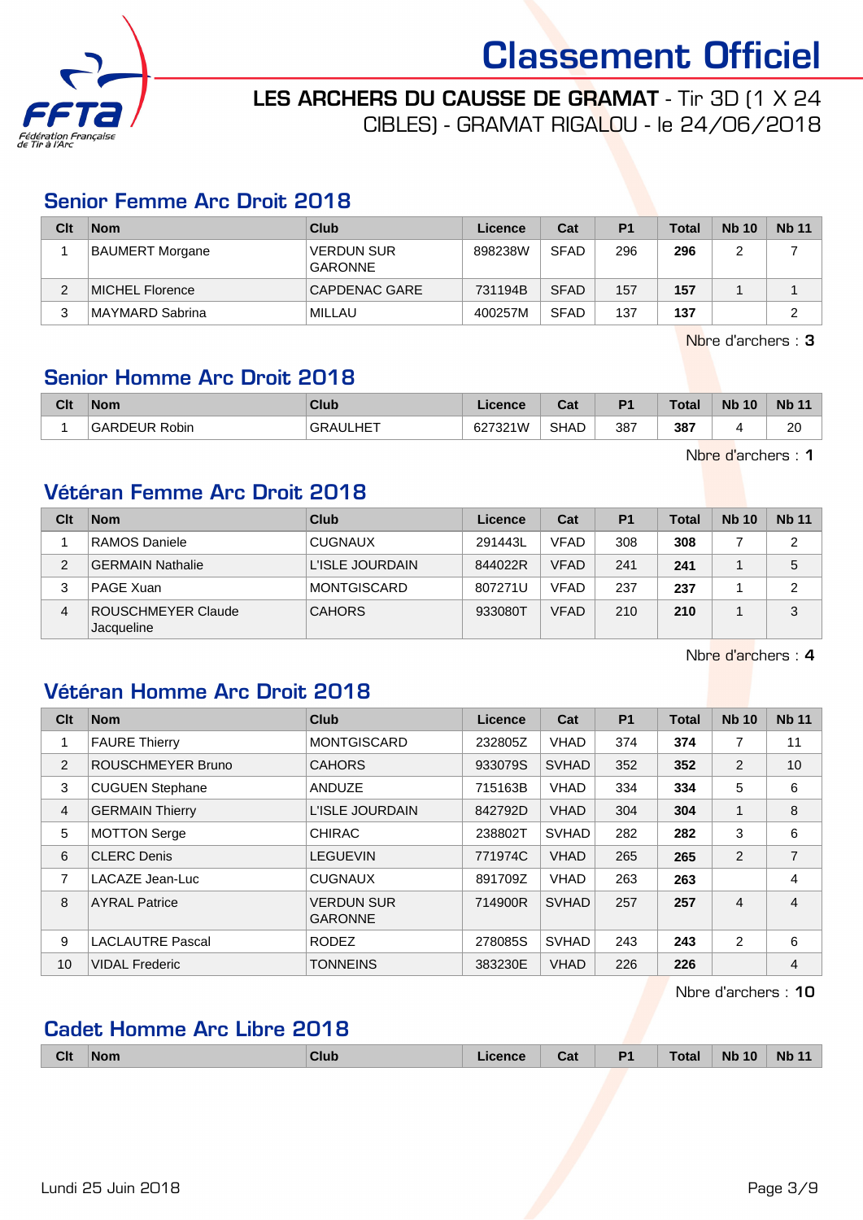# Classement Officiel

**LES ARCHERS DU CAUSSE DE GRAMAT** - Tir 3D (1 X 24 CIBLES) - GRAMAT RIGALOU - le 24/06/2018

## Senior Femme Arc Droit 2018

| Clt | Nom | Club | Licence | Cat | P1 | Total | Nb 10 | Nb 11 |
|---|---|---|---|---|---|---|---|---|
| 1 | BAUMERT Morgane | VERDUN SUR GARONNE | 898238W | SFAD | 296 | **296** | 2 | 7 |
| 2 | MICHEL Florence | CAPDENAC GARE | 731194B | SFAD | 157 | **157** | 1 | 1 |
| 3 | MAYMARD Sabrina | MILLAU | 400257M | SFAD | 137 | **137** | | 2 |

Nbre d'archers : **3**

## Senior Homme Arc Droit 2018

| Clt | Nom | Club | Licence | Cat | P1 | Total | Nb 10 | Nb 11 |
|---|---|---|---|---|---|---|---|---|
| 1 | GARDEUR Robin | GRAULHET | 627321W | SHAD | 387 | **387** | 4 | 20 |

Nbre d'archers : **1**

## Vétéran Femme Arc Droit 2018

| Clt | Nom | Club | Licence | Cat | P1 | Total | Nb 10 | Nb 11 |
|---|---|---|---|---|---|---|---|---|
| 1 | RAMOS Daniele | CUGNAUX | 291443L | VFAD | 308 | **308** | 7 | 2 |
| 2 | GERMAIN Nathalie | L'ISLE JOURDAIN | 844022R | VFAD | 241 | **241** | 1 | 5 |
| 3 | PAGE Xuan | MONTGISCARD | 807271U | VFAD | 237 | **237** | 1 | 2 |
| 4 | ROUSCHMEYER Claude Jacqueline | CAHORS | 933080T | VFAD | 210 | **210** | 1 | 3 |

Nbre d'archers : **4**

## Vétéran Homme Arc Droit 2018

| Clt | Nom | Club | Licence | Cat | P1 | Total | Nb 10 | Nb 11 |
|---|---|---|---|---|---|---|---|---|
| 1 | FAURE Thierry | MONTGISCARD | 232805Z | VHAD | 374 | **374** | 7 | 11 |
| 2 | ROUSCHMEYER Bruno | CAHORS | 933079S | SVHAD | 352 | **352** | 2 | 10 |
| 3 | CUGUEN Stephane | ANDUZE | 715163B | VHAD | 334 | **334** | 5 | 6 |
| 4 | GERMAIN Thierry | L'ISLE JOURDAIN | 842792D | VHAD | 304 | **304** | 1 | 8 |
| 5 | MOTTON Serge | CHIRAC | 238802T | SVHAD | 282 | **282** | 3 | 6 |
| 6 | CLERC Denis | LEGUEVIN | 771974C | VHAD | 265 | **265** | 2 | 7 |
| 7 | LACAZE Jean-Luc | CUGNAUX | 891709Z | VHAD | 263 | **263** | | 4 |
| 8 | AYRAL Patrice | VERDUN SUR GARONNE | 714900R | SVHAD | 257 | **257** | 4 | 4 |
| 9 | LACLAUTRE Pascal | RODEZ | 278085S | SVHAD | 243 | **243** | 2 | 6 |
| 10 | VIDAL Frederic | TONNEINS | 383230E | VHAD | 226 | **226** | | 4 |

Nbre d'archers : **10**

## Cadet Homme Arc Libre 2018

| Clt | Nom | Club | Licence | Cat | P1 | Total | Nb 10 | Nb 11 |
|---|---|---|---|---|---|---|---|---|

Lundi 25 Juin 2018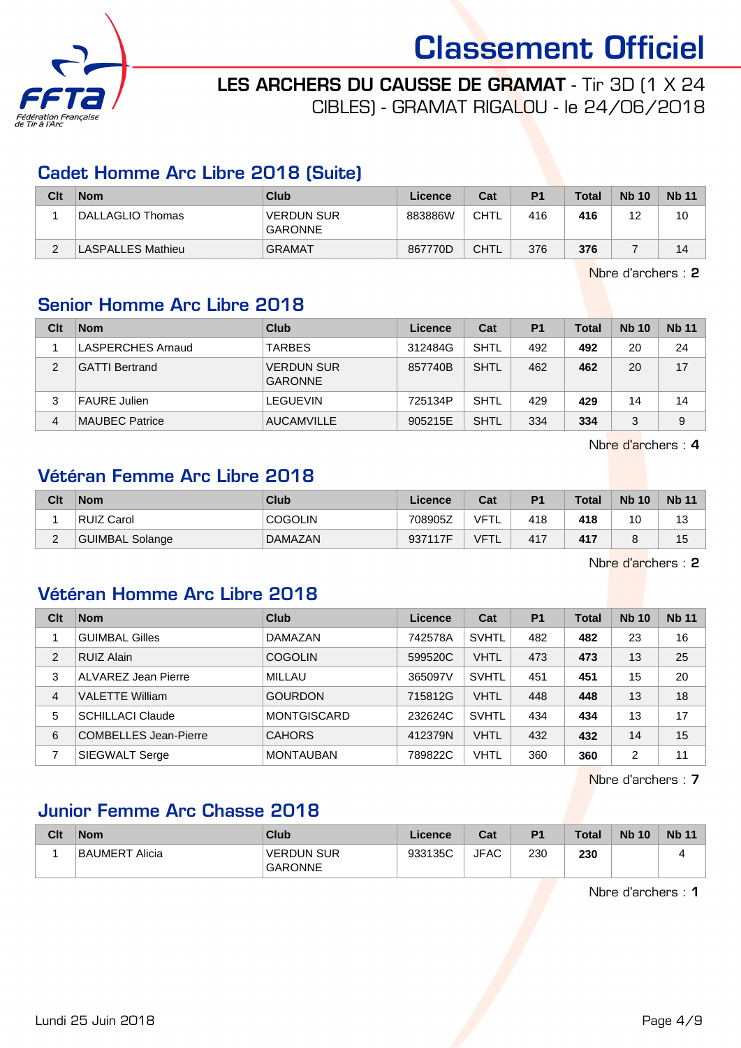# Classement Officiel

**LES ARCHERS DU CAUSSE DE GRAMAT** - Tir 3D (1 X 24 CIBLES) - GRAMAT RIGALOU - le 24/06/2018

## Cadet Homme Arc Libre 2018 (Suite)

| Clt | Nom | Club | Licence | Cat | P1 | Total | Nb 10 | Nb 11 |
|---|---|---|---|---|---|---|---|---|
| 1 | DALLAGLIO Thomas | VERDUN SUR GARONNE | 883886W | CHTL | 416 | **416** | 12 | 10 |
| 2 | LASPALLES Mathieu | GRAMAT | 867770D | CHTL | 376 | **376** | 7 | 14 |

Nbre d'archers : **2**

## Senior Homme Arc Libre 2018

| Clt | Nom | Club | Licence | Cat | P1 | Total | Nb 10 | Nb 11 |
|---|---|---|---|---|---|---|---|---|
| 1 | LASPERCHES Arnaud | TARBES | 312484G | SHTL | 492 | **492** | 20 | 24 |
| 2 | GATTI Bertrand | VERDUN SUR GARONNE | 857740B | SHTL | 462 | **462** | 20 | 17 |
| 3 | FAURE Julien | LEGUEVIN | 725134P | SHTL | 429 | **429** | 14 | 14 |
| 4 | MAUBEC Patrice | AUCAMVILLE | 905215E | SHTL | 334 | **334** | 3 | 9 |

Nbre d'archers : **4**

## Vétéran Femme Arc Libre 2018

| Clt | Nom | Club | Licence | Cat | P1 | Total | Nb 10 | Nb 11 |
|---|---|---|---|---|---|---|---|---|
| 1 | RUIZ Carol | COGOLIN | 708905Z | VFTL | 418 | **418** | 10 | 13 |
| 2 | GUIMBAL Solange | DAMAZAN | 937117F | VFTL | 417 | **417** | 8 | 15 |

Nbre d'archers : **2**

## Vétéran Homme Arc Libre 2018

| Clt | Nom | Club | Licence | Cat | P1 | Total | Nb 10 | Nb 11 |
|---|---|---|---|---|---|---|---|---|
| 1 | GUIMBAL Gilles | DAMAZAN | 742578A | SVHTL | 482 | **482** | 23 | 16 |
| 2 | RUIZ Alain | COGOLIN | 599520C | VHTL | 473 | **473** | 13 | 25 |
| 3 | ALVAREZ Jean Pierre | MILLAU | 365097V | SVHTL | 451 | **451** | 15 | 20 |
| 4 | VALETTE William | GOURDON | 715812G | VHTL | 448 | **448** | 13 | 18 |
| 5 | SCHILLACI Claude | MONTGISCARD | 232624C | SVHTL | 434 | **434** | 13 | 17 |
| 6 | COMBELLES Jean-Pierre | CAHORS | 412379N | VHTL | 432 | **432** | 14 | 15 |
| 7 | SIEGWALT Serge | MONTAUBAN | 789822C | VHTL | 360 | **360** | 2 | 11 |

Nbre d'archers : **7**

## Junior Femme Arc Chasse 2018

| Clt | Nom | Club | Licence | Cat | P1 | Total | Nb 10 | Nb 11 |
|---|---|---|---|---|---|---|---|---|
| 1 | BAUMERT Alicia | VERDUN SUR GARONNE | 933135C | JFAC | 230 | **230** | | 4 |

Nbre d'archers : **1**

Lundi 25 Juin 2018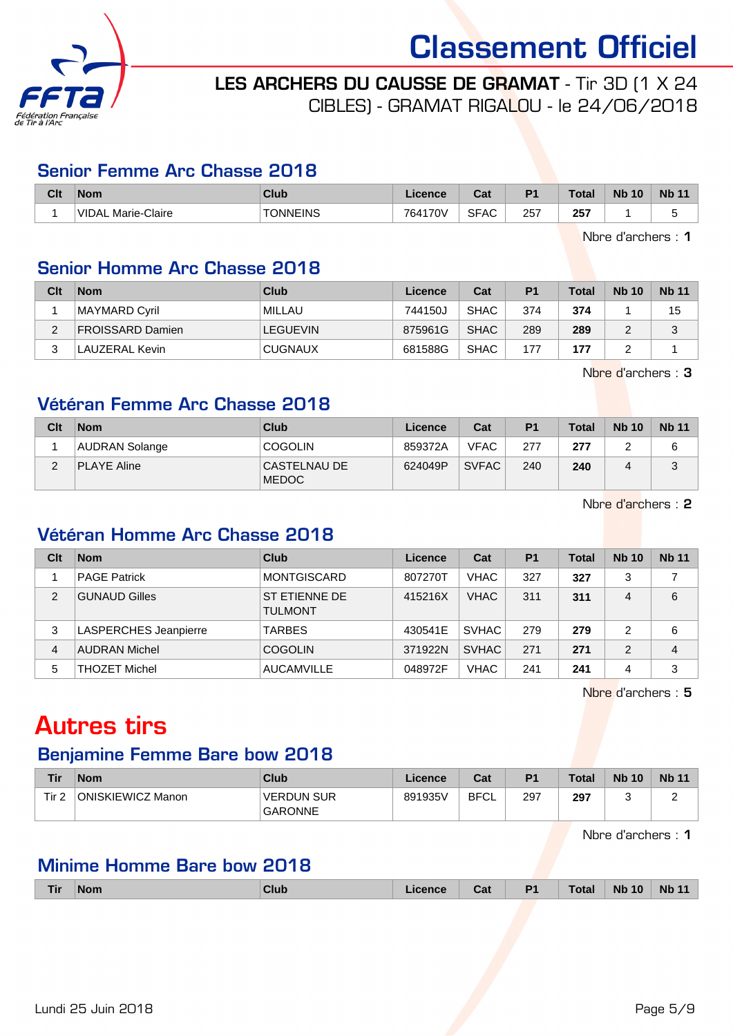# Classement Officiel

**LES ARCHERS DU CAUSSE DE GRAMAT** - Tir 3D (1 X 24 CIBLES) - GRAMAT RIGALOU - le 24/06/2018

## Senior Femme Arc Chasse 2018

| Clt | Nom | Club | Licence | Cat | P1 | Total | Nb 10 | Nb 11 |
|---|---|---|---|---|---|---|---|---|
| 1 | VIDAL Marie-Claire | TONNEINS | 764170V | SFAC | 257 | **257** | 1 | 5 |

Nbre d'archers : **1**

## Senior Homme Arc Chasse 2018

| Clt | Nom | Club | Licence | Cat | P1 | Total | Nb 10 | Nb 11 |
|---|---|---|---|---|---|---|---|---|
| 1 | MAYMARD Cyril | MILLAU | 744150J | SHAC | 374 | **374** | 1 | 15 |
| 2 | FROISSARD Damien | LEGUEVIN | 875961G | SHAC | 289 | **289** | 2 | 3 |
| 3 | LAUZERAL Kevin | CUGNAUX | 681588G | SHAC | 177 | **177** | 2 | 1 |

Nbre d'archers : **3**

## Vétéran Femme Arc Chasse 2018

| Clt | Nom | Club | Licence | Cat | P1 | Total | Nb 10 | Nb 11 |
|---|---|---|---|---|---|---|---|---|
| 1 | AUDRAN Solange | COGOLIN | 859372A | VFAC | 277 | **277** | 2 | 6 |
| 2 | PLAYE Aline | CASTELNAU DE MEDOC | 624049P | SVFAC | 240 | **240** | 4 | 3 |

Nbre d'archers : **2**

## Vétéran Homme Arc Chasse 2018

| Clt | Nom | Club | Licence | Cat | P1 | Total | Nb 10 | Nb 11 |
|---|---|---|---|---|---|---|---|---|
| 1 | PAGE Patrick | MONTGISCARD | 807270T | VHAC | 327 | **327** | 3 | 7 |
| 2 | GUNAUD Gilles | ST ETIENNE DE TULMONT | 415216X | VHAC | 311 | **311** | 4 | 6 |
| 3 | LASPERCHES Jeanpierre | TARBES | 430541E | SVHAC | 279 | **279** | 2 | 6 |
| 4 | AUDRAN Michel | COGOLIN | 371922N | SVHAC | 271 | **271** | 2 | 4 |
| 5 | THOZET Michel | AUCAMVILLE | 048972F | VHAC | 241 | **241** | 4 | 3 |

Nbre d'archers : **5**

# Autres tirs

## Benjamine Femme Bare bow 2018

| Tir | Nom | Club | Licence | Cat | P1 | Total | Nb 10 | Nb 11 |
|---|---|---|---|---|---|---|---|---|
| Tir 2 | ONISKIEWICZ Manon | VERDUN SUR GARONNE | 891935V | BFCL | 297 | **297** | 3 | 2 |

Nbre d'archers : **1**

## Minime Homme Bare bow 2018

| Tir | Nom | Club | Licence | Cat | P1 | Total | Nb 10 | Nb 11 |
|---|---|---|---|---|---|---|---|---|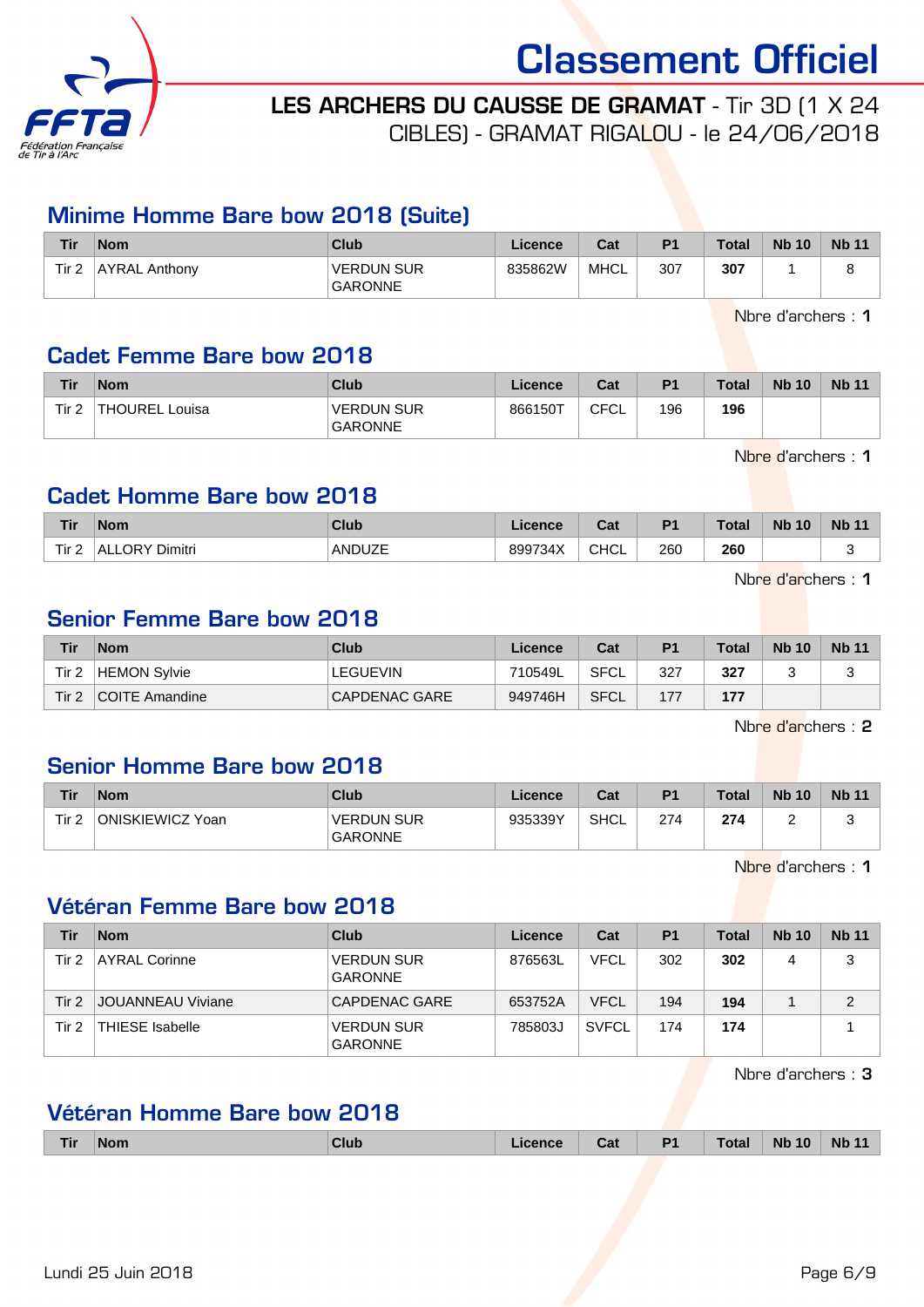# Classement Officiel

**LES ARCHERS DU CAUSSE DE GRAMAT** - Tir 3D (1 X 24 CIBLES) - GRAMAT RIGALOU - le 24/06/2018

## Minime Homme Bare bow 2018 (Suite)

| Tir | Nom | Club | Licence | Cat | P1 | Total | Nb 10 | Nb 11 |
|---|---|---|---|---|---|---|---|---|
| Tir 2 | AYRAL Anthony | VERDUN SUR GARONNE | 835862W | MHCL | 307 | **307** | 1 | 8 |

Nbre d'archers : **1**

## Cadet Femme Bare bow 2018

| Tir | Nom | Club | Licence | Cat | P1 | Total | Nb 10 | Nb 11 |
|---|---|---|---|---|---|---|---|---|
| Tir 2 | THOUREL Louisa | VERDUN SUR GARONNE | 866150T | CFCL | 196 | **196** | | |

Nbre d'archers : **1**

## Cadet Homme Bare bow 2018

| Tir | Nom | Club | Licence | Cat | P1 | Total | Nb 10 | Nb 11 |
|---|---|---|---|---|---|---|---|---|
| Tir 2 | ALLORY Dimitri | ANDUZE | 899734X | CHCL | 260 | **260** | | 3 |

Nbre d'archers : **1**

## Senior Femme Bare bow 2018

| Tir | Nom | Club | Licence | Cat | P1 | Total | Nb 10 | Nb 11 |
|---|---|---|---|---|---|---|---|---|
| Tir 2 | HEMON Sylvie | LEGUEVIN | 710549L | SFCL | 327 | **327** | 3 | 3 |
| Tir 2 | COITE Amandine | CAPDENAC GARE | 949746H | SFCL | 177 | **177** | | |

Nbre d'archers : **2**

## Senior Homme Bare bow 2018

| Tir | Nom | Club | Licence | Cat | P1 | Total | Nb 10 | Nb 11 |
|---|---|---|---|---|---|---|---|---|
| Tir 2 | ONISKIEWICZ Yoan | VERDUN SUR GARONNE | 935339Y | SHCL | 274 | **274** | 2 | 3 |

Nbre d'archers : **1**

## Vétéran Femme Bare bow 2018

| Tir | Nom | Club | Licence | Cat | P1 | Total | Nb 10 | Nb 11 |
|---|---|---|---|---|---|---|---|---|
| Tir 2 | AYRAL Corinne | VERDUN SUR GARONNE | 876563L | VFCL | 302 | **302** | 4 | 3 |
| Tir 2 | JOUANNEAU Viviane | CAPDENAC GARE | 653752A | VFCL | 194 | **194** | 1 | 2 |
| Tir 2 | THIESE Isabelle | VERDUN SUR GARONNE | 785803J | SVFCL | 174 | **174** | | 1 |

Nbre d'archers : **3**

## Vétéran Homme Bare bow 2018

| Tir | Nom | Club | Licence | Cat | P1 | Total | Nb 10 | Nb 11 |
|---|---|---|---|---|---|---|---|---|

Lundi 25 Juin 2018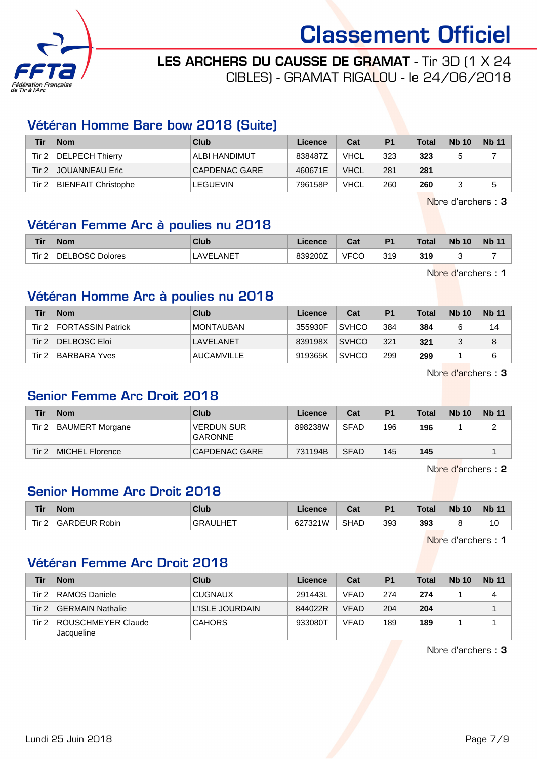# Classement Officiel

**LES ARCHERS DU CAUSSE DE GRAMAT** - Tir 3D (1 X 24 CIBLES) - GRAMAT RIGALOU - le 24/06/2018

## Vétéran Homme Bare bow 2018 (Suite)

| Tir | Nom | Club | Licence | Cat | P1 | Total | Nb 10 | Nb 11 |
|---|---|---|---|---|---|---|---|---|
| Tir 2 | DELPECH Thierry | ALBI HANDIMUT | 838487Z | VHCL | 323 | **323** | 5 | 7 |
| Tir 2 | JOUANNEAU Eric | CAPDENAC GARE | 460671E | VHCL | 281 | **281** | | |
| Tir 2 | BIENFAIT Christophe | LEGUEVIN | 796158P | VHCL | 260 | **260** | 3 | 5 |

Nbre d'archers : **3**

## Vétéran Femme Arc à poulies nu 2018

| Tir | Nom | Club | Licence | Cat | P1 | Total | Nb 10 | Nb 11 |
|---|---|---|---|---|---|---|---|---|
| Tir 2 | DELBOSC Dolores | LAVELANET | 839200Z | VFCO | 319 | **319** | 3 | 7 |

Nbre d'archers : **1**

## Vétéran Homme Arc à poulies nu 2018

| Tir | Nom | Club | Licence | Cat | P1 | Total | Nb 10 | Nb 11 |
|---|---|---|---|---|---|---|---|---|
| Tir 2 | FORTASSIN Patrick | MONTAUBAN | 355930F | SVHCO | 384 | **384** | 6 | 14 |
| Tir 2 | DELBOSC Eloi | LAVELANET | 839198X | SVHCO | 321 | **321** | 3 | 8 |
| Tir 2 | BARBARA Yves | AUCAMVILLE | 919365K | SVHCO | 299 | **299** | 1 | 6 |

Nbre d'archers : **3**

## Senior Femme Arc Droit 2018

| Tir | Nom | Club | Licence | Cat | P1 | Total | Nb 10 | Nb 11 |
|---|---|---|---|---|---|---|---|---|
| Tir 2 | BAUMERT Morgane | VERDUN SUR GARONNE | 898238W | SFAD | 196 | **196** | 1 | 2 |
| Tir 2 | MICHEL Florence | CAPDENAC GARE | 731194B | SFAD | 145 | **145** | | 1 |

Nbre d'archers : **2**

## Senior Homme Arc Droit 2018

| Tir | Nom | Club | Licence | Cat | P1 | Total | Nb 10 | Nb 11 |
|---|---|---|---|---|---|---|---|---|
| Tir 2 | GARDEUR Robin | GRAULHET | 627321W | SHAD | 393 | **393** | 8 | 10 |

Nbre d'archers : **1**

## Vétéran Femme Arc Droit 2018

| Tir | Nom | Club | Licence | Cat | P1 | Total | Nb 10 | Nb 11 |
|---|---|---|---|---|---|---|---|---|
| Tir 2 | RAMOS Daniele | CUGNAUX | 291443L | VFAD | 274 | **274** | 1 | 4 |
| Tir 2 | GERMAIN Nathalie | L'ISLE JOURDAIN | 844022R | VFAD | 204 | **204** | | 1 |
| Tir 2 | ROUSCHMEYER Claude Jacqueline | CAHORS | 933080T | VFAD | 189 | **189** | 1 | 1 |

Nbre d'archers : **3**

Lundi 25 Juin 2018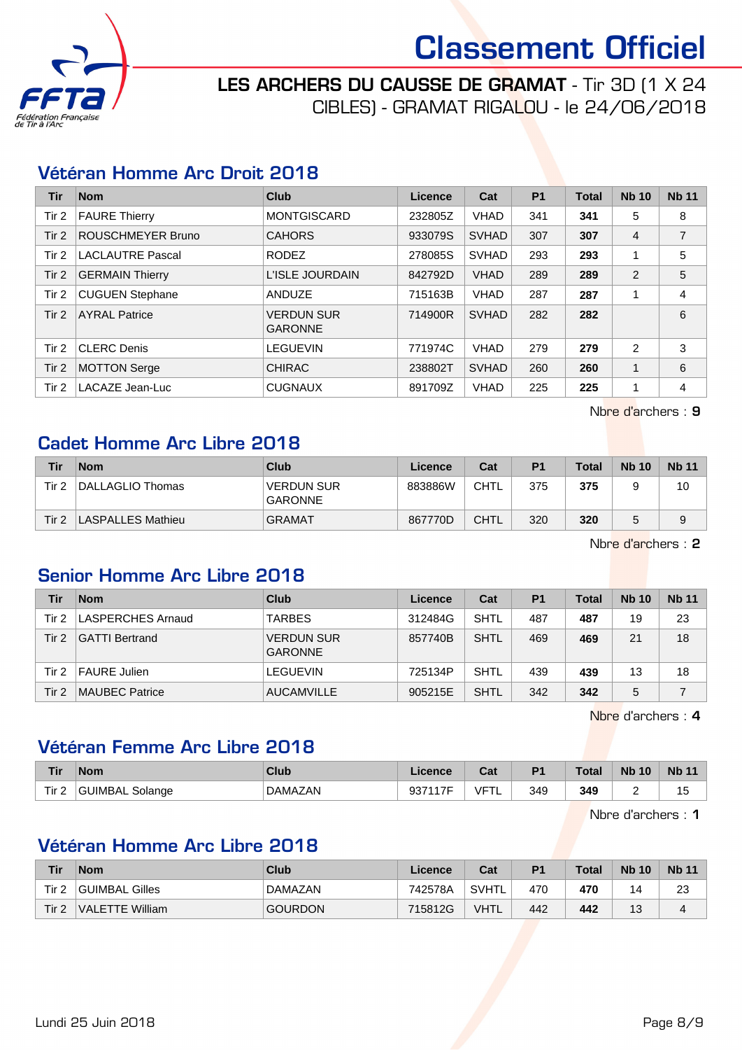# Classement Officiel

**LES ARCHERS DU CAUSSE DE GRAMAT** - Tir 3D (1 X 24 CIBLES) - GRAMAT RIGALOU - le 24/06/2018

## Vétéran Homme Arc Droit 2018

| Tir | Nom | Club | Licence | Cat | P1 | Total | Nb 10 | Nb 11 |
|---|---|---|---|---|---|---|---|---|
| Tir 2 | FAURE Thierry | MONTGISCARD | 232805Z | VHAD | 341 | **341** | 5 | 8 |
| Tir 2 | ROUSCHMEYER Bruno | CAHORS | 933079S | SVHAD | 307 | **307** | 4 | 7 |
| Tir 2 | LACLAUTRE Pascal | RODEZ | 278085S | SVHAD | 293 | **293** | 1 | 5 |
| Tir 2 | GERMAIN Thierry | L'ISLE JOURDAIN | 842792D | VHAD | 289 | **289** | 2 | 5 |
| Tir 2 | CUGUEN Stephane | ANDUZE | 715163B | VHAD | 287 | **287** | 1 | 4 |
| Tir 2 | AYRAL Patrice | VERDUN SUR GARONNE | 714900R | SVHAD | 282 | **282** | | 6 |
| Tir 2 | CLERC Denis | LEGUEVIN | 771974C | VHAD | 279 | **279** | 2 | 3 |
| Tir 2 | MOTTON Serge | CHIRAC | 238802T | SVHAD | 260 | **260** | 1 | 6 |
| Tir 2 | LACAZE Jean-Luc | CUGNAUX | 891709Z | VHAD | 225 | **225** | 1 | 4 |

Nbre d'archers : **9**

## Cadet Homme Arc Libre 2018

| Tir | Nom | Club | Licence | Cat | P1 | Total | Nb 10 | Nb 11 |
|---|---|---|---|---|---|---|---|---|
| Tir 2 | DALLAGLIO Thomas | VERDUN SUR GARONNE | 883886W | CHTL | 375 | **375** | 9 | 10 |
| Tir 2 | LASPALLES Mathieu | GRAMAT | 867770D | CHTL | 320 | **320** | 5 | 9 |

Nbre d'archers : **2**

## Senior Homme Arc Libre 2018

| Tir | Nom | Club | Licence | Cat | P1 | Total | Nb 10 | Nb 11 |
|---|---|---|---|---|---|---|---|---|
| Tir 2 | LASPERCHES Arnaud | TARBES | 312484G | SHTL | 487 | **487** | 19 | 23 |
| Tir 2 | GATTI Bertrand | VERDUN SUR GARONNE | 857740B | SHTL | 469 | **469** | 21 | 18 |
| Tir 2 | FAURE Julien | LEGUEVIN | 725134P | SHTL | 439 | **439** | 13 | 18 |
| Tir 2 | MAUBEC Patrice | AUCAMVILLE | 905215E | SHTL | 342 | **342** | 5 | 7 |

Nbre d'archers : **4**

## Vétéran Femme Arc Libre 2018

| Tir | Nom | Club | Licence | Cat | P1 | Total | Nb 10 | Nb 11 |
|---|---|---|---|---|---|---|---|---|
| Tir 2 | GUIMBAL Solange | DAMAZAN | 937117F | VFTL | 349 | **349** | 2 | 15 |

Nbre d'archers : **1**

## Vétéran Homme Arc Libre 2018

| Tir | Nom | Club | Licence | Cat | P1 | Total | Nb 10 | Nb 11 |
|---|---|---|---|---|---|---|---|---|
| Tir 2 | GUIMBAL Gilles | DAMAZAN | 742578A | SVHTL | 470 | **470** | 14 | 23 |
| Tir 2 | VALETTE William | GOURDON | 715812G | VHTL | 442 | **442** | 13 | 4 |

Lundi 25 Juin 2018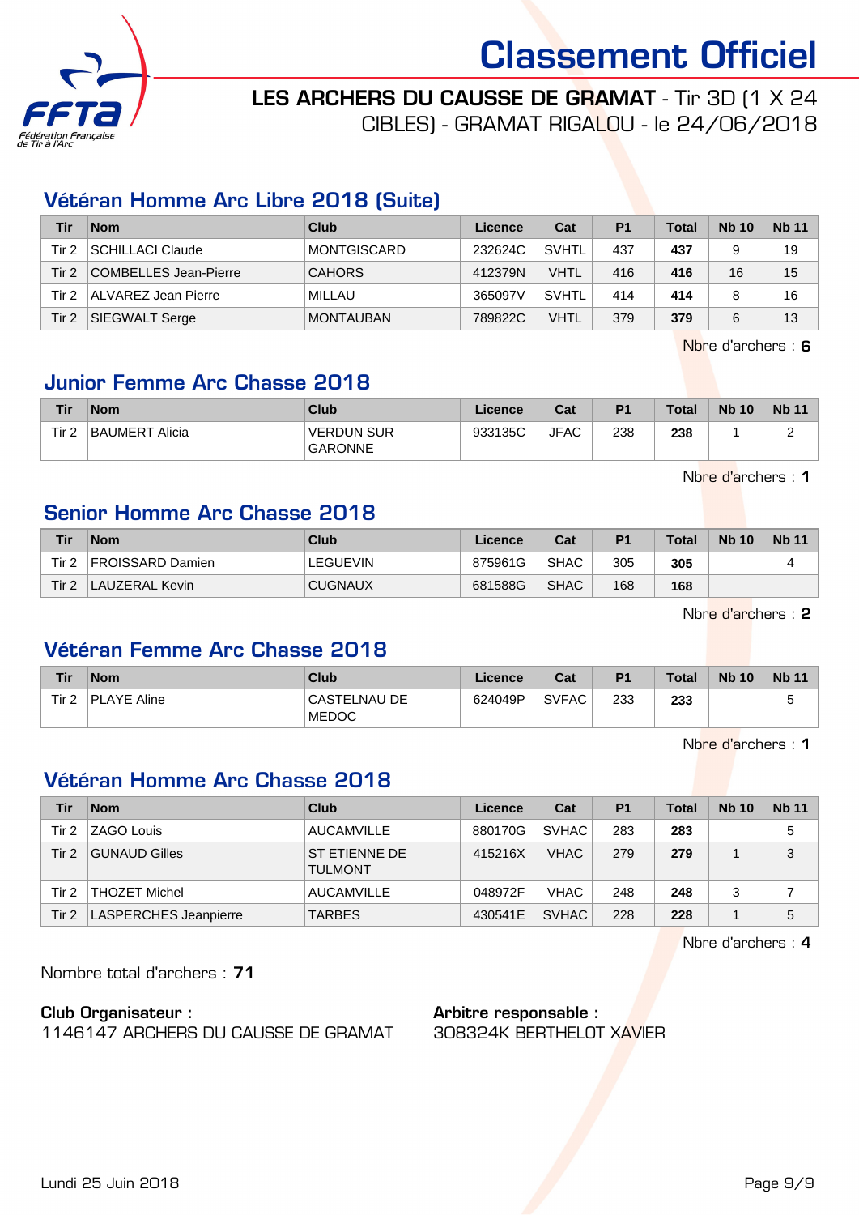# Classement Officiel

**LES ARCHERS DU CAUSSE DE GRAMAT** - Tir 3D (1 X 24 CIBLES) - GRAMAT RIGALOU - le 24/06/2018

## Vétéran Homme Arc Libre 2018 (Suite)

| Tir | Nom | Club | Licence | Cat | P1 | Total | Nb 10 | Nb 11 |
|---|---|---|---|---|---|---|---|---|
| Tir 2 | SCHILLACI Claude | MONTGISCARD | 232624C | SVHTL | 437 | **437** | 9 | 19 |
| Tir 2 | COMBELLES Jean-Pierre | CAHORS | 412379N | VHTL | 416 | **416** | 16 | 15 |
| Tir 2 | ALVAREZ Jean Pierre | MILLAU | 365097V | SVHTL | 414 | **414** | 8 | 16 |
| Tir 2 | SIEGWALT Serge | MONTAUBAN | 789822C | VHTL | 379 | **379** | 6 | 13 |

Nbre d'archers : **6**

## Junior Femme Arc Chasse 2018

| Tir | Nom | Club | Licence | Cat | P1 | Total | Nb 10 | Nb 11 |
|---|---|---|---|---|---|---|---|---|
| Tir 2 | BAUMERT Alicia | VERDUN SUR GARONNE | 933135C | JFAC | 238 | **238** | 1 | 2 |

Nbre d'archers : **1**

## Senior Homme Arc Chasse 2018

| Tir | Nom | Club | Licence | Cat | P1 | Total | Nb 10 | Nb 11 |
|---|---|---|---|---|---|---|---|---|
| Tir 2 | FROISSARD Damien | LEGUEVIN | 875961G | SHAC | 305 | **305** | | 4 |
| Tir 2 | LAUZERAL Kevin | CUGNAUX | 681588G | SHAC | 168 | **168** | | |

Nbre d'archers : **2**

## Vétéran Femme Arc Chasse 2018

| Tir | Nom | Club | Licence | Cat | P1 | Total | Nb 10 | Nb 11 |
|---|---|---|---|---|---|---|---|---|
| Tir 2 | PLAYE Aline | CASTELNAU DE MEDOC | 624049P | SVFAC | 233 | **233** | | 5 |

Nbre d'archers : **1**

## Vétéran Homme Arc Chasse 2018

| Tir | Nom | Club | Licence | Cat | P1 | Total | Nb 10 | Nb 11 |
|---|---|---|---|---|---|---|---|---|
| Tir 2 | ZAGO Louis | AUCAMVILLE | 880170G | SVHAC | 283 | **283** | | 5 |
| Tir 2 | GUNAUD Gilles | ST ETIENNE DE TULMONT | 415216X | VHAC | 279 | **279** | 1 | 3 |
| Tir 2 | THOZET Michel | AUCAMVILLE | 048972F | VHAC | 248 | **248** | 3 | 7 |
| Tir 2 | LASPERCHES Jeanpierre | TARBES | 430541E | SVHAC | 228 | **228** | 1 | 5 |

Nbre d'archers : **4**

Nombre total d'archers : **71**

**Club Organisateur :**
1146147 ARCHERS DU CAUSSE DE GRAMAT

**Arbitre responsable :**
308324K BERTHELOT XAVIER

Lundi 25 Juin 2018